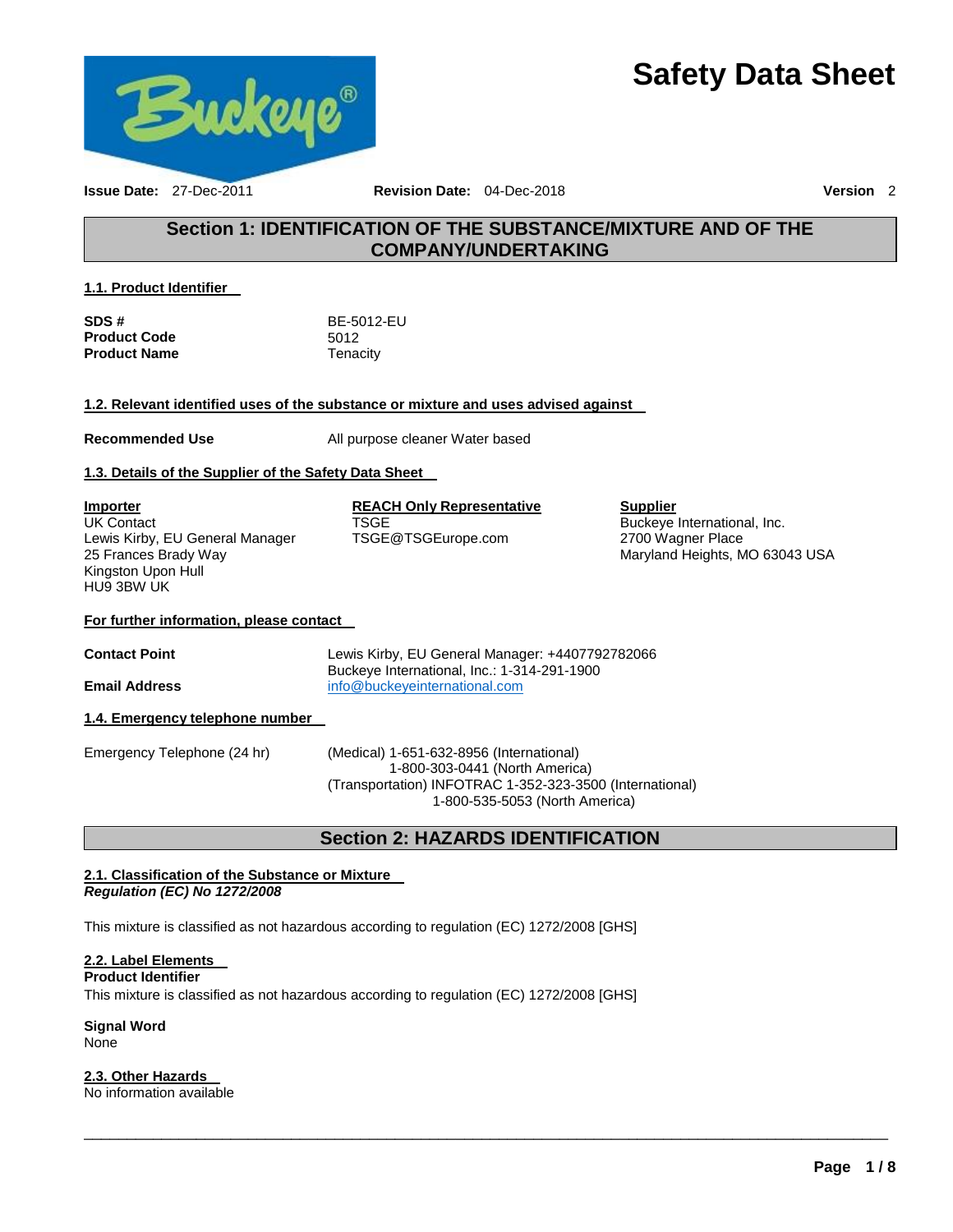# Safety Data Sheet

**Issue Date:** 27-Dec-2011 **Revision Date:** 04-Dec-2018 **Version** 2

## Section 1: IDENTIFICATION OF THE SUBSTANCE/MIXTURE AND OF THE COMPANY/UNDERTAKING

### 1.1. Product Identifier

| | |
|---|---|
| **SDS #** | BE-5012-EU |
| **Product Code** | 5012 |
| **Product Name** | Tenacity |

### 1.2. Relevant identified uses of the substance or mixture and uses advised against

**Recommended Use** All purpose cleaner Water based

### 1.3. Details of the Supplier of the Safety Data Sheet

**Importer**
UK Contact
Lewis Kirby, EU General Manager
25 Frances Brady Way
Kingston Upon Hull
HU9 3BW UK

**REACH Only Representative**
TSGE
TSGE@TSGEurope.com

**Supplier**
Buckeye International, Inc.
2700 Wagner Place
Maryland Heights, MO 63043 USA

**For further information, please contact**

**Contact Point** Lewis Kirby, EU General Manager: +4407792782066
Buckeye International, Inc.: 1-314-291-1900

**Email Address** info@buckeyeinternational.com

### 1.4. Emergency telephone number

Emergency Telephone (24 hr) (Medical) 1-651-632-8956 (International)
1-800-303-0441 (North America)
(Transportation) INFOTRAC 1-352-323-3500 (International)
1-800-535-5053 (North America)

## Section 2: HAZARDS IDENTIFICATION

### 2.1. Classification of the Substance or Mixture

***Regulation (EC) No 1272/2008***

This mixture is classified as not hazardous according to regulation (EC) 1272/2008 [GHS]

### 2.2. Label Elements

**Product Identifier**
This mixture is classified as not hazardous according to regulation (EC) 1272/2008 [GHS]

**Signal Word**
None

### 2.3. Other Hazards

No information available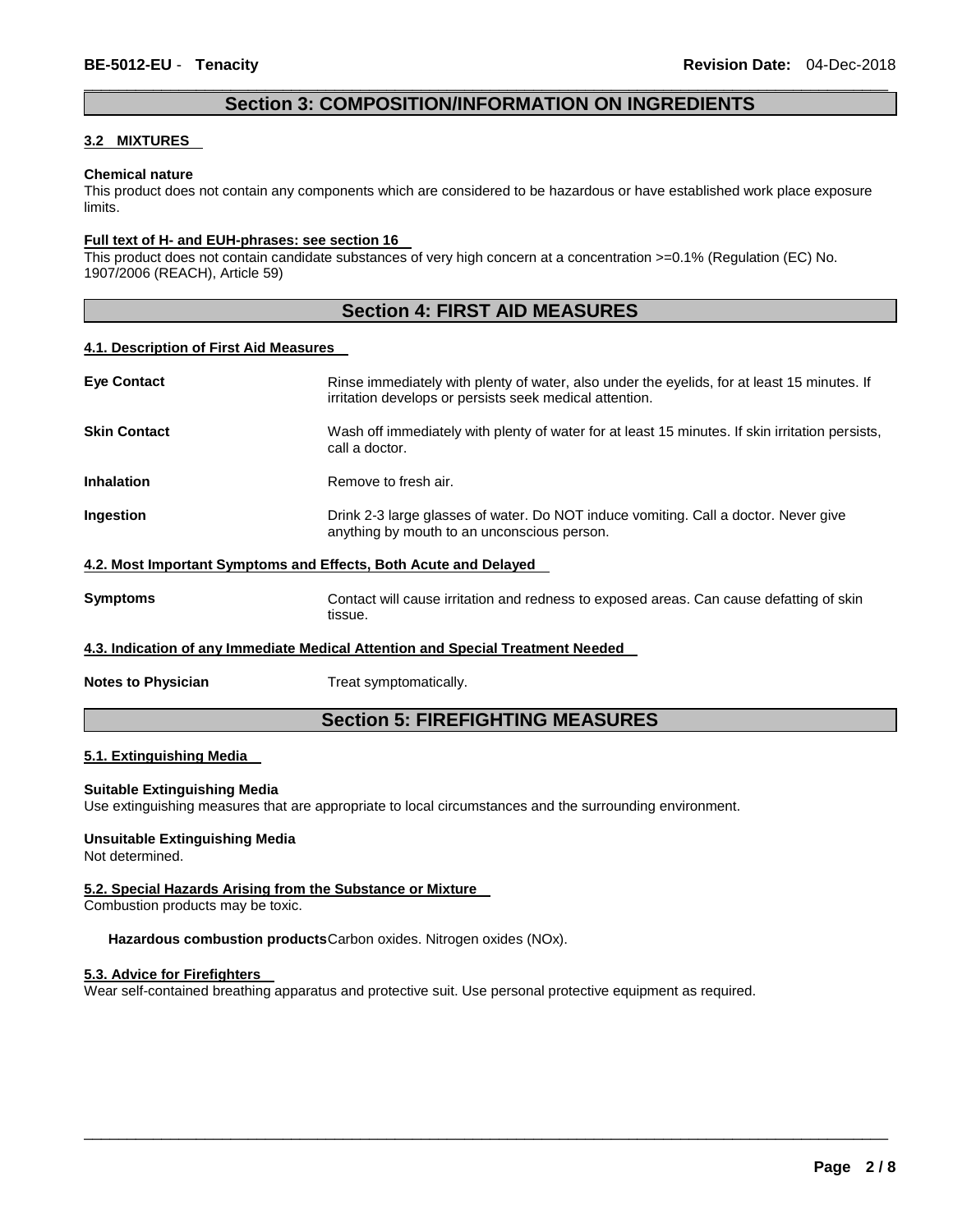## Section 3: COMPOSITION/INFORMATION ON INGREDIENTS

### 3.2 MIXTURES

**Chemical nature**
This product does not contain any components which are considered to be hazardous or have established work place exposure limits.

**Full text of H- and EUH-phrases: see section 16**
This product does not contain candidate substances of very high concern at a concentration >=0.1% (Regulation (EC) No. 1907/2006 (REACH), Article 59)

## Section 4: FIRST AID MEASURES

### 4.1. Description of First Aid Measures

**Eye Contact** Rinse immediately with plenty of water, also under the eyelids, for at least 15 minutes. If irritation develops or persists seek medical attention.

**Skin Contact** Wash off immediately with plenty of water for at least 15 minutes. If skin irritation persists, call a doctor.

**Inhalation** Remove to fresh air.

**Ingestion** Drink 2-3 large glasses of water. Do NOT induce vomiting. Call a doctor. Never give anything by mouth to an unconscious person.

### 4.2. Most Important Symptoms and Effects, Both Acute and Delayed

**Symptoms** Contact will cause irritation and redness to exposed areas. Can cause defatting of skin tissue.

### 4.3. Indication of any Immediate Medical Attention and Special Treatment Needed

**Notes to Physician** Treat symptomatically.

## Section 5: FIREFIGHTING MEASURES

### 5.1. Extinguishing Media

**Suitable Extinguishing Media**
Use extinguishing measures that are appropriate to local circumstances and the surrounding environment.

**Unsuitable Extinguishing Media**
Not determined.

### 5.2. Special Hazards Arising from the Substance or Mixture
Combustion products may be toxic.

**Hazardous combustion products** Carbon oxides. Nitrogen oxides (NOx).

### 5.3. Advice for Firefighters
Wear self-contained breathing apparatus and protective suit. Use personal protective equipment as required.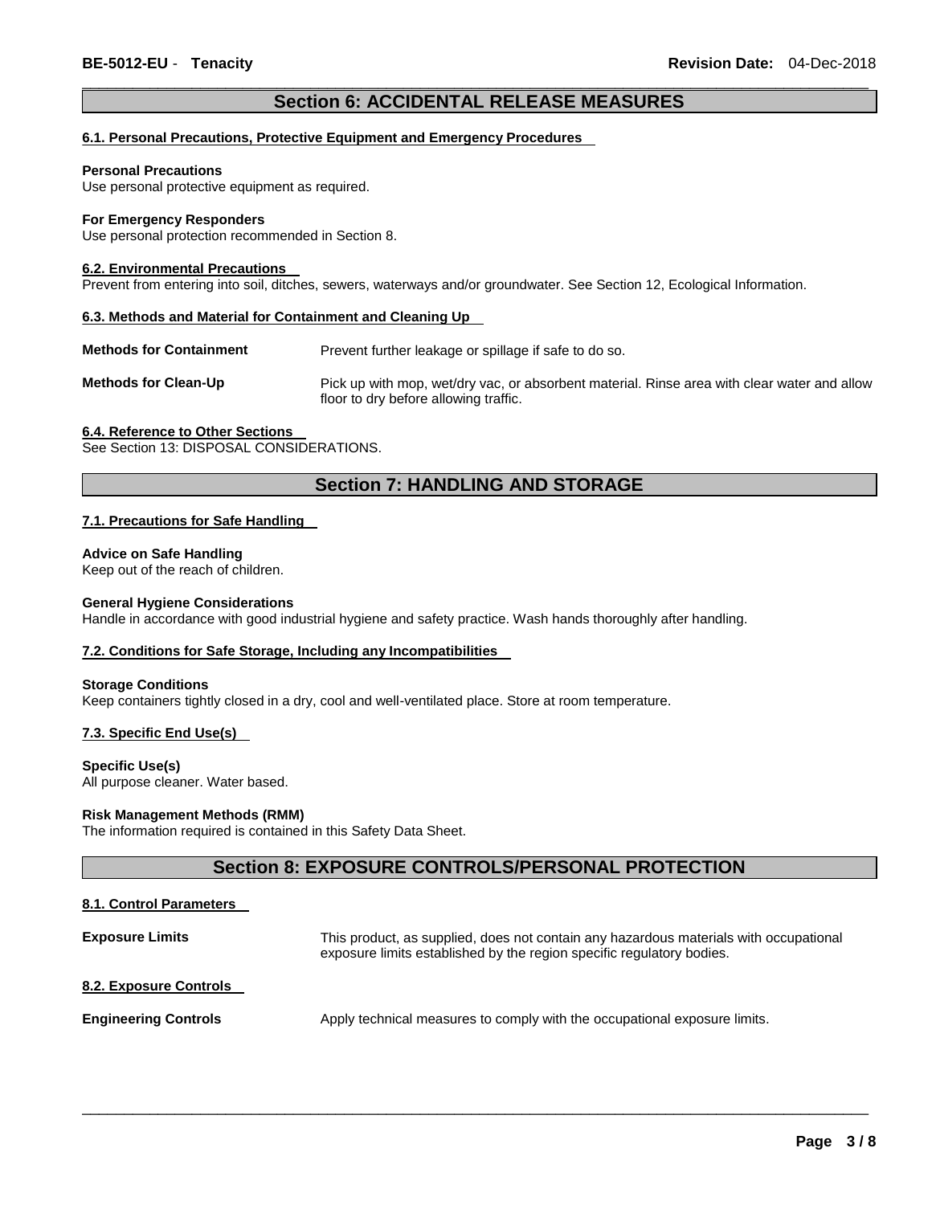## Section 6: ACCIDENTAL RELEASE MEASURES

### 6.1. Personal Precautions, Protective Equipment and Emergency Procedures

**Personal Precautions**
Use personal protective equipment as required.

**For Emergency Responders**
Use personal protection recommended in Section 8.

### 6.2. Environmental Precautions

Prevent from entering into soil, ditches, sewers, waterways and/or groundwater. See Section 12, Ecological Information.

### 6.3. Methods and Material for Containment and Cleaning Up

| | |
|---|---|
| **Methods for Containment** | Prevent further leakage or spillage if safe to do so. |
| **Methods for Clean-Up** | Pick up with mop, wet/dry vac, or absorbent material. Rinse area with clear water and allow floor to dry before allowing traffic. |

### 6.4. Reference to Other Sections

See Section 13: DISPOSAL CONSIDERATIONS.

## Section 7: HANDLING AND STORAGE

### 7.1. Precautions for Safe Handling

**Advice on Safe Handling**
Keep out of the reach of children.

**General Hygiene Considerations**
Handle in accordance with good industrial hygiene and safety practice. Wash hands thoroughly after handling.

### 7.2. Conditions for Safe Storage, Including any Incompatibilities

**Storage Conditions**
Keep containers tightly closed in a dry, cool and well-ventilated place. Store at room temperature.

### 7.3. Specific End Use(s)

**Specific Use(s)**
All purpose cleaner. Water based.

**Risk Management Methods (RMM)**
The information required is contained in this Safety Data Sheet.

## Section 8: EXPOSURE CONTROLS/PERSONAL PROTECTION

### 8.1. Control Parameters

| | |
|---|---|
| **Exposure Limits** | This product, as supplied, does not contain any hazardous materials with occupational exposure limits established by the region specific regulatory bodies. |

### 8.2. Exposure Controls

| | |
|---|---|
| **Engineering Controls** | Apply technical measures to comply with the occupational exposure limits. |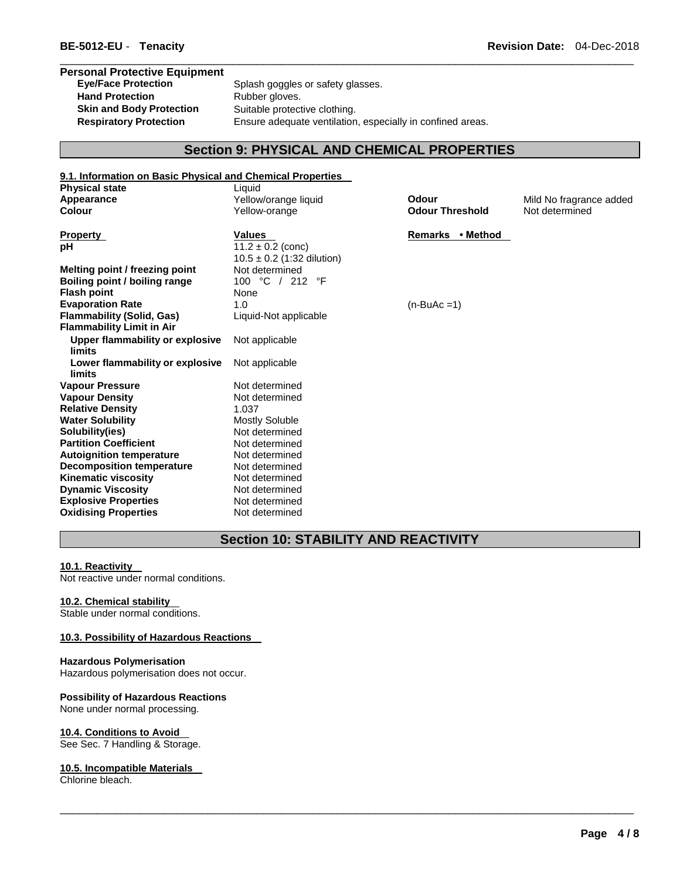**Personal Protective Equipment**

| | |
|---|---|
| **Eye/Face Protection** | Splash goggles or safety glasses. |
| **Hand Protection** | Rubber gloves. |
| **Skin and Body Protection** | Suitable protective clothing. |
| **Respiratory Protection** | Ensure adequate ventilation, especially in confined areas. |

## Section 9: PHYSICAL AND CHEMICAL PROPERTIES

### 9.1. Information on Basic Physical and Chemical Properties

| | | | |
|---|---|---|---|
| **Physical state** | Liquid | | |
| **Appearance** | Yellow/orange liquid | **Odour** | Mild No fragrance added |
| **Colour** | Yellow-orange | **Odour Threshold** | Not determined |

| **Property** | **Values** | **Remarks • Method** |
|---|---|---|
| **pH** | 11.2 ± 0.2 (conc)<br>10.5 ± 0.2 (1:32 dilution) | |
| **Melting point / freezing point** | Not determined | |
| **Boiling point / boiling range** | 100 °C / 212 °F | |
| **Flash point** | None | |
| **Evaporation Rate** | 1.0 | (n-BuAc =1) |
| **Flammability (Solid, Gas)** | Liquid-Not applicable | |
| **Flammability Limit in Air** | | |
| **Upper flammability or explosive limits** | Not applicable | |
| **Lower flammability or explosive limits** | Not applicable | |
| **Vapour Pressure** | Not determined | |
| **Vapour Density** | Not determined | |
| **Relative Density** | 1.037 | |
| **Water Solubility** | Mostly Soluble | |
| **Solubility(ies)** | Not determined | |
| **Partition Coefficient** | Not determined | |
| **Autoignition temperature** | Not determined | |
| **Decomposition temperature** | Not determined | |
| **Kinematic viscosity** | Not determined | |
| **Dynamic Viscosity** | Not determined | |
| **Explosive Properties** | Not determined | |
| **Oxidising Properties** | Not determined | |

## Section 10: STABILITY AND REACTIVITY

### 10.1. Reactivity

Not reactive under normal conditions.

### 10.2. Chemical stability

Stable under normal conditions.

### 10.3. Possibility of Hazardous Reactions

**Hazardous Polymerisation**

Hazardous polymerisation does not occur.

**Possibility of Hazardous Reactions**

None under normal processing.

### 10.4. Conditions to Avoid

See Sec. 7 Handling & Storage.

### 10.5. Incompatible Materials

Chlorine bleach.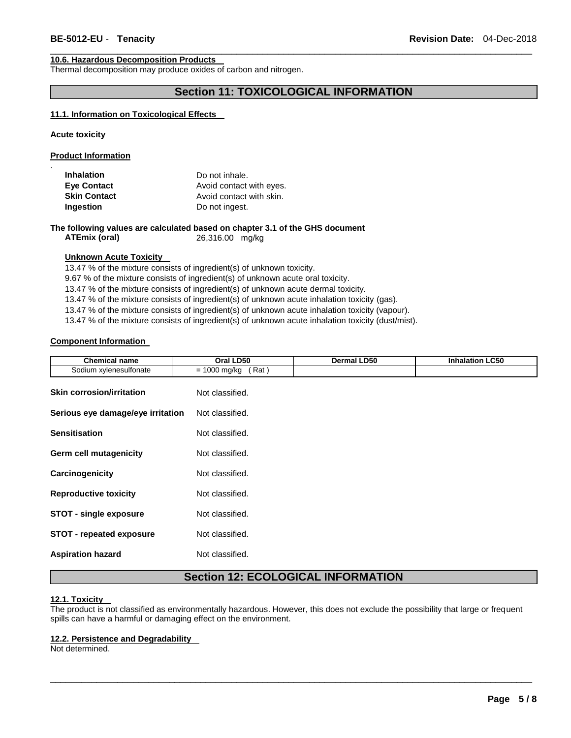#### 10.6. Hazardous Decomposition Products

Thermal decomposition may produce oxides of carbon and nitrogen.

## Section 11: TOXICOLOGICAL INFORMATION

#### 11.1. Information on Toxicological Effects

**Acute toxicity**

**Product Information**

| | |
|---|---|
| **Inhalation** | Do not inhale. |
| **Eye Contact** | Avoid contact with eyes. |
| **Skin Contact** | Avoid contact with skin. |
| **Ingestion** | Do not ingest. |

**The following values are calculated based on chapter 3.1 of the GHS document**

**ATEmix (oral)** 26,316.00 mg/kg

**Unknown Acute Toxicity**

13.47 % of the mixture consists of ingredient(s) of unknown toxicity.
9.67 % of the mixture consists of ingredient(s) of unknown acute oral toxicity.
13.47 % of the mixture consists of ingredient(s) of unknown acute dermal toxicity.
13.47 % of the mixture consists of ingredient(s) of unknown acute inhalation toxicity (gas).
13.47 % of the mixture consists of ingredient(s) of unknown acute inhalation toxicity (vapour).
13.47 % of the mixture consists of ingredient(s) of unknown acute inhalation toxicity (dust/mist).

**Component Information**

| Chemical name | Oral LD50 | Dermal LD50 | Inhalation LC50 |
|---|---|---|---|
| Sodium xylenesulfonate | = 1000 mg/kg ( Rat ) | | |

| | |
|---|---|
| **Skin corrosion/irritation** | Not classified. |
| **Serious eye damage/eye irritation** | Not classified. |
| **Sensitisation** | Not classified. |
| **Germ cell mutagenicity** | Not classified. |
| **Carcinogenicity** | Not classified. |
| **Reproductive toxicity** | Not classified. |
| **STOT - single exposure** | Not classified. |
| **STOT - repeated exposure** | Not classified. |
| **Aspiration hazard** | Not classified. |

## Section 12: ECOLOGICAL INFORMATION

#### 12.1. Toxicity

The product is not classified as environmentally hazardous. However, this does not exclude the possibility that large or frequent spills can have a harmful or damaging effect on the environment.

#### 12.2. Persistence and Degradability

Not determined.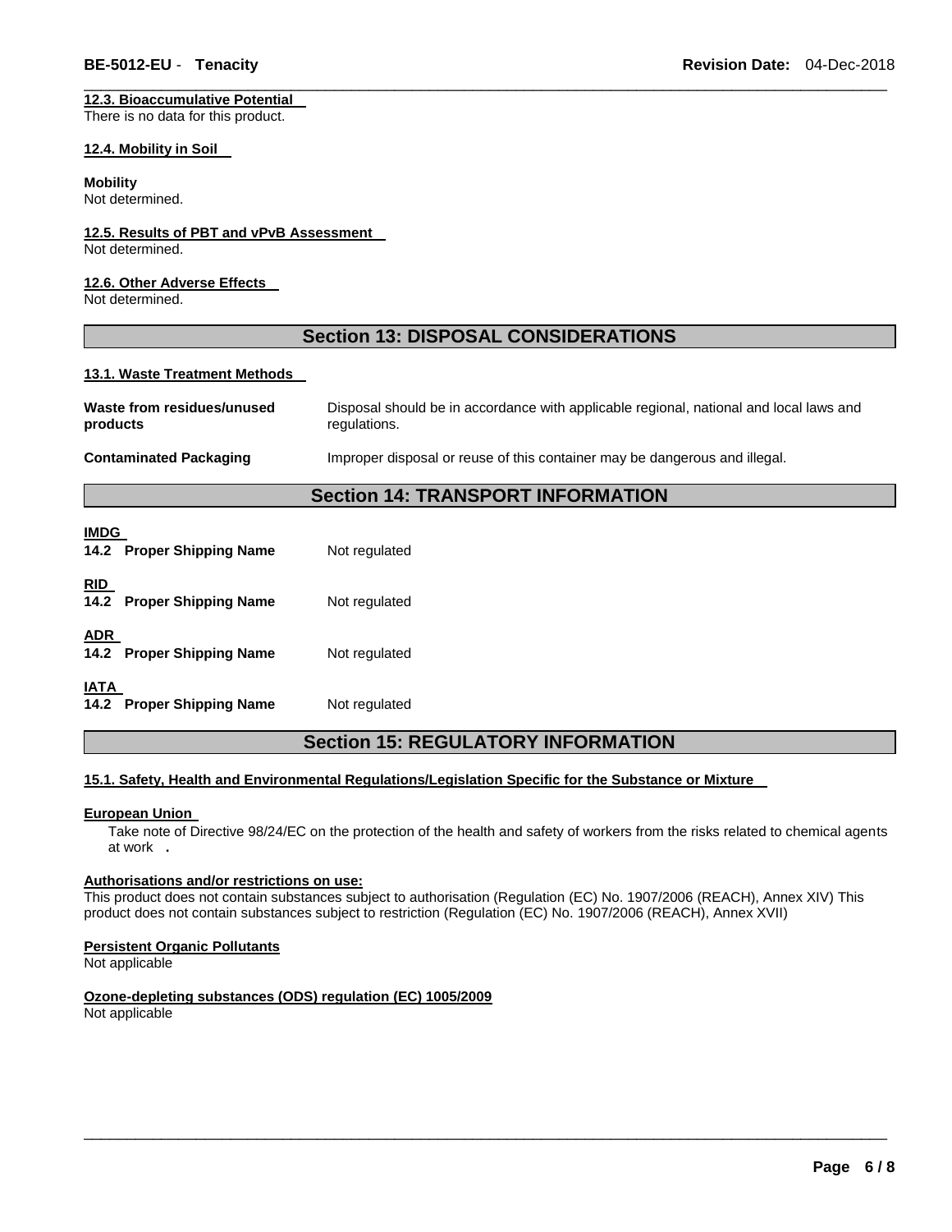#### 12.3. Bioaccumulative Potential

There is no data for this product.

#### 12.4. Mobility in Soil

**Mobility**

Not determined.

#### 12.5. Results of PBT and vPvB Assessment

Not determined.

#### 12.6. Other Adverse Effects

Not determined.

## Section 13: DISPOSAL CONSIDERATIONS

#### 13.1. Waste Treatment Methods

| | |
|---|---|
| **Waste from residues/unused products** | Disposal should be in accordance with applicable regional, national and local laws and regulations. |
| **Contaminated Packaging** | Improper disposal or reuse of this container may be dangerous and illegal. |

## Section 14: TRANSPORT INFORMATION

**IMDG**

| | |
|---|---|
| **14.2 Proper Shipping Name** | Not regulated |

**RID**

| | |
|---|---|
| **14.2 Proper Shipping Name** | Not regulated |

**ADR**

| | |
|---|---|
| **14.2 Proper Shipping Name** | Not regulated |

**IATA**

| | |
|---|---|
| **14.2 Proper Shipping Name** | Not regulated |

## Section 15: REGULATORY INFORMATION

#### 15.1. Safety, Health and Environmental Regulations/Legislation Specific for the Substance or Mixture

**European Union**

Take note of Directive 98/24/EC on the protection of the health and safety of workers from the risks related to chemical agents at work **.**

**Authorisations and/or restrictions on use:**

This product does not contain substances subject to authorisation (Regulation (EC) No. 1907/2006 (REACH), Annex XIV) This product does not contain substances subject to restriction (Regulation (EC) No. 1907/2006 (REACH), Annex XVII)

**Persistent Organic Pollutants**

Not applicable

**Ozone-depleting substances (ODS) regulation (EC) 1005/2009**

Not applicable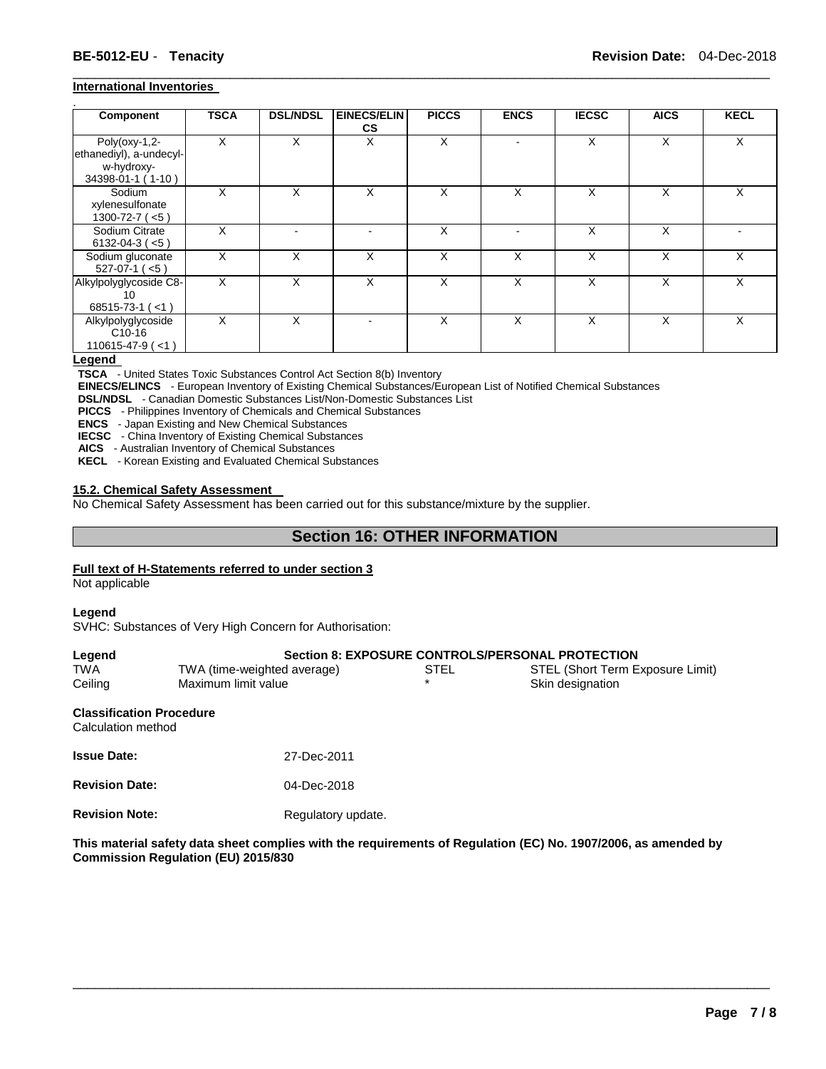### International Inventories

| Component | TSCA | DSL/NDSL | EINECS/ELINCS | PICCS | ENCS | IECSC | AICS | KECL |
|---|---|---|---|---|---|---|---|---|
| Poly(oxy-1,2-ethanediyl), a-undecyl-w-hydroxy- 34398-01-1 ( 1-10 ) | X | X | X | X | - | X | X | X |
| Sodium xylenesulfonate 1300-72-7 ( <5 ) | X | X | X | X | X | X | X | X |
| Sodium Citrate 6132-04-3 ( <5 ) | X | - | - | X | - | X | X | - |
| Sodium gluconate 527-07-1 ( <5 ) | X | X | X | X | X | X | X | X |
| Alkylpolyglycoside C8-10 68515-73-1 ( <1 ) | X | X | X | X | X | X | X | X |
| Alkylpolyglycoside C10-16 110615-47-9 ( <1 ) | X | X | - | X | X | X | X | X |

**Legend**

**TSCA** - United States Toxic Substances Control Act Section 8(b) Inventory
**EINECS/ELINCS** - European Inventory of Existing Chemical Substances/European List of Notified Chemical Substances
**DSL/NDSL** - Canadian Domestic Substances List/Non-Domestic Substances List
**PICCS** - Philippines Inventory of Chemicals and Chemical Substances
**ENCS** - Japan Existing and New Chemical Substances
**IECSC** - China Inventory of Existing Chemical Substances
**AICS** - Australian Inventory of Chemical Substances
**KECL** - Korean Existing and Evaluated Chemical Substances

### 15.2. Chemical Safety Assessment

No Chemical Safety Assessment has been carried out for this substance/mixture by the supplier.

## Section 16: OTHER INFORMATION

**Full text of H-Statements referred to under section 3**
Not applicable

**Legend**
SVHC: Substances of Very High Concern for Authorisation:

| Legend | Section 8: EXPOSURE CONTROLS/PERSONAL PROTECTION | | |
|---|---|---|---|
| TWA | TWA (time-weighted average) | STEL | STEL (Short Term Exposure Limit) |
| Ceiling | Maximum limit value | * | Skin designation |

**Classification Procedure**
Calculation method

**Issue Date:** 27-Dec-2011

**Revision Date:** 04-Dec-2018

**Revision Note:** Regulatory update.

**This material safety data sheet complies with the requirements of Regulation (EC) No. 1907/2006, as amended by Commission Regulation (EU) 2015/830**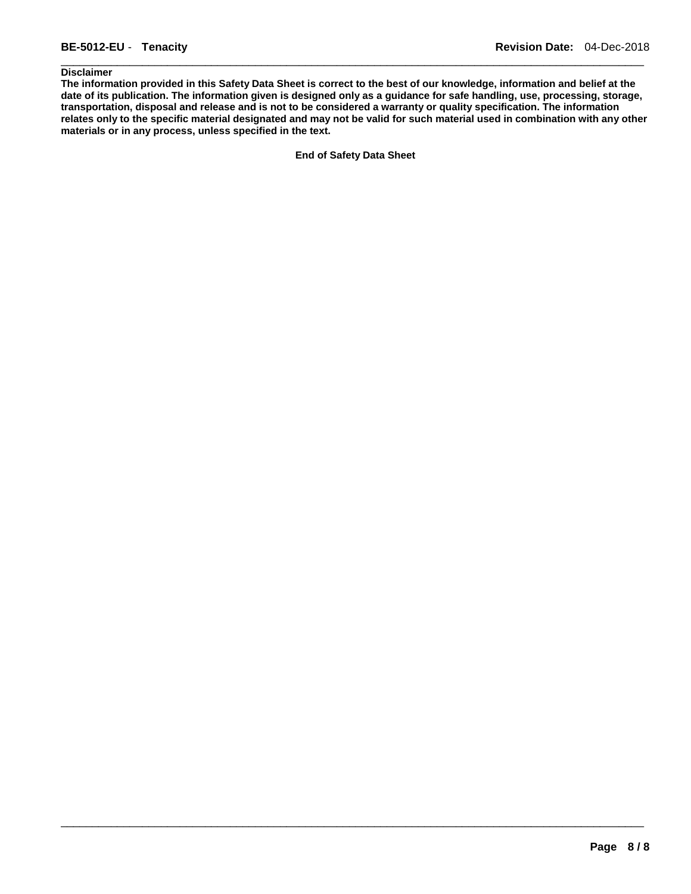**Disclaimer**

**The information provided in this Safety Data Sheet is correct to the best of our knowledge, information and belief at the date of its publication. The information given is designed only as a guidance for safe handling, use, processing, storage, transportation, disposal and release and is not to be considered a warranty or quality specification. The information relates only to the specific material designated and may not be valid for such material used in combination with any other materials or in any process, unless specified in the text.**

**End of Safety Data Sheet**